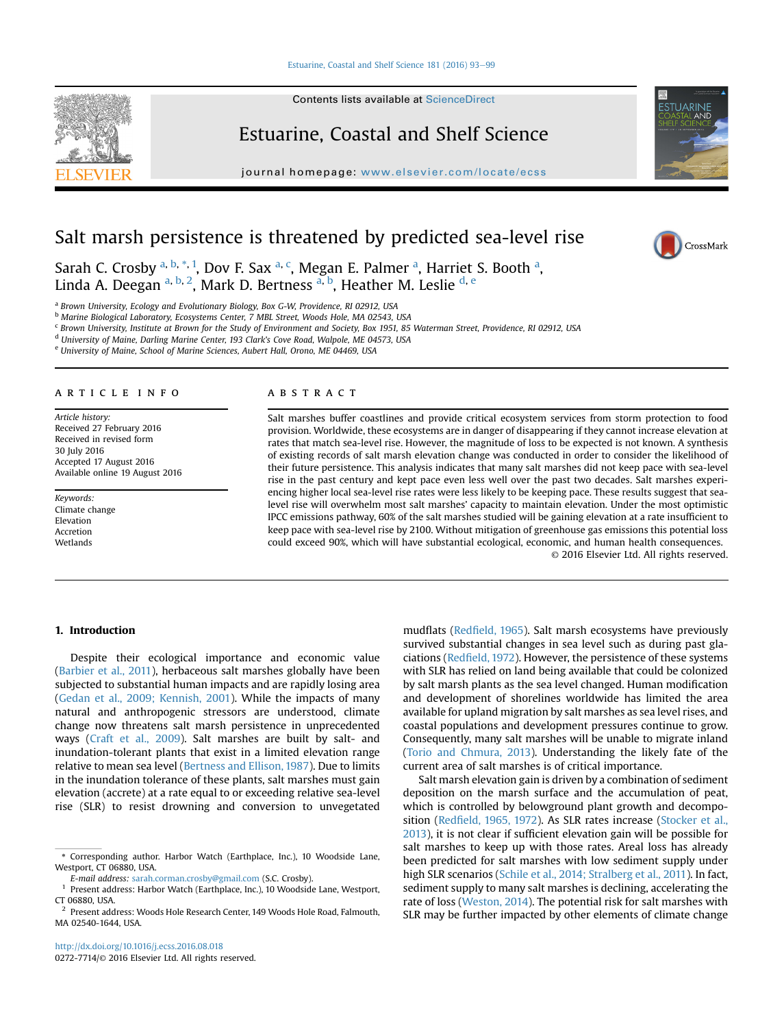# Salt marsh persistence is threatened by predicted sea-level rise

Sarah C. Crosby [a, b, *, 1], Dov F. Sax [a, c], Megan E. Palmer [a], Harriet S. Booth [a], Linda A. Deegan [a, b, 2], Mark D. Bertness [a, b], Heather M. Leslie [d, e]

[a] Brown University, Ecology and Evolutionary Biology, Box G-W, Providence, RI 02912, USA
[b] Marine Biological Laboratory, Ecosystems Center, 7 MBL Street, Woods Hole, MA 02543, USA
[c] Brown University, Institute at Brown for the Study of Environment and Society, Box 1951, 85 Waterman Street, Providence, RI 02912, USA
[d] University of Maine, Darling Marine Center, 193 Clark's Cove Road, Walpole, ME 04573, USA
[e] University of Maine, School of Marine Sciences, Aubert Hall, Orono, ME 04469, USA

## ARTICLE INFO

*Article history:*
Received 27 February 2016
Received in revised form
30 July 2016
Accepted 17 August 2016
Available online 19 August 2016

*Keywords:*
Climate change
Elevation
Accretion
Wetlands

## ABSTRACT

Salt marshes buffer coastlines and provide critical ecosystem services from storm protection to food provision. Worldwide, these ecosystems are in danger of disappearing if they cannot increase elevation at rates that match sea-level rise. However, the magnitude of loss to be expected is not known. A synthesis of existing records of salt marsh elevation change was conducted in order to consider the likelihood of their future persistence. This analysis indicates that many salt marshes did not keep pace with sea-level rise in the past century and kept pace even less well over the past two decades. Salt marshes experiencing higher local sea-level rise rates were less likely to be keeping pace. These results suggest that sea-level rise will overwhelm most salt marshes' capacity to maintain elevation. Under the most optimistic IPCC emissions pathway, 60% of the salt marshes studied will be gaining elevation at a rate insufficient to keep pace with sea-level rise by 2100. Without mitigation of greenhouse gas emissions this potential loss could exceed 90%, which will have substantial ecological, economic, and human health consequences.

© 2016 Elsevier Ltd. All rights reserved.

## 1. Introduction

Despite their ecological importance and economic value (Barbier et al., 2011), herbaceous salt marshes globally have been subjected to substantial human impacts and are rapidly losing area (Gedan et al., 2009; Kennish, 2001). While the impacts of many natural and anthropogenic stressors are understood, climate change now threatens salt marsh persistence in unprecedented ways (Craft et al., 2009). Salt marshes are built by salt- and inundation-tolerant plants that exist in a limited elevation range relative to mean sea level (Bertness and Ellison, 1987). Due to limits in the inundation tolerance of these plants, salt marshes must gain elevation (accrete) at a rate equal to or exceeding relative sea-level rise (SLR) to resist drowning and conversion to unvegetated mudflats (Redfield, 1965). Salt marsh ecosystems have previously survived substantial changes in sea level such as during past glaciations (Redfield, 1972). However, the persistence of these systems with SLR has relied on land being available that could be colonized by salt marsh plants as the sea level changed. Human modification and development of shorelines worldwide has limited the area available for upland migration by salt marshes as sea level rises, and coastal populations and development pressures continue to grow. Consequently, many salt marshes will be unable to migrate inland (Torio and Chmura, 2013). Understanding the likely fate of the current area of salt marshes is of critical importance.

Salt marsh elevation gain is driven by a combination of sediment deposition on the marsh surface and the accumulation of peat, which is controlled by belowground plant growth and decomposition (Redfield, 1965, 1972). As SLR rates increase (Stocker et al., 2013), it is not clear if sufficient elevation gain will be possible for salt marshes to keep up with those rates. Areal loss has already been predicted for salt marshes with low sediment supply under high SLR scenarios (Schile et al., 2014; Stralberg et al., 2011). In fact, sediment supply to many salt marshes is declining, accelerating the rate of loss (Weston, 2014). The potential risk for salt marshes with SLR may be further impacted by other elements of climate change

---

\* Corresponding author. Harbor Watch (Earthplace, Inc.), 10 Woodside Lane, Westport, CT 06880, USA.

*E-mail address:* sarah.corman.crosby@gmail.com (S.C. Crosby).

[1] Present address: Harbor Watch (Earthplace, Inc.), 10 Woodside Lane, Westport, CT 06880, USA.

[2] Present address: Woods Hole Research Center, 149 Woods Hole Road, Falmouth, MA 02540-1644, USA.

http://dx.doi.org/10.1016/j.ecss.2016.08.018
0272-7714/© 2016 Elsevier Ltd. All rights reserved.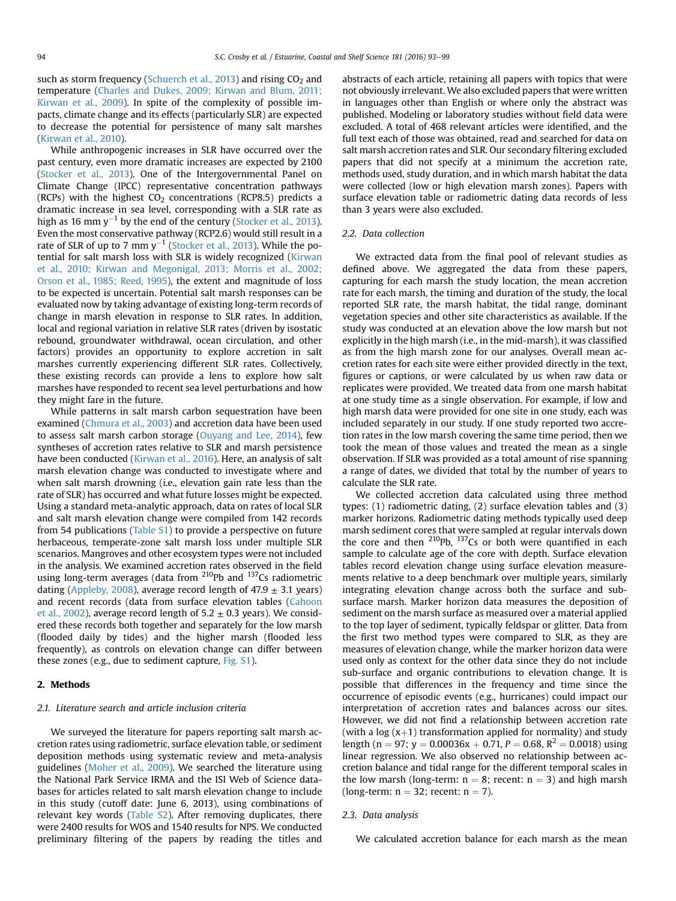such as storm frequency (Schuerch et al., 2013) and rising $CO_2$ and temperature (Charles and Dukes, 2009; Kirwan and Blum, 2011; Kirwan et al., 2009). In spite of the complexity of possible impacts, climate change and its effects (particularly SLR) are expected to decrease the potential for persistence of many salt marshes (Kirwan et al., 2010).

While anthropogenic increases in SLR have occurred over the past century, even more dramatic increases are expected by 2100 (Stocker et al., 2013). One of the Intergovernmental Panel on Climate Change (IPCC) representative concentration pathways (RCPs) with the highest $CO_2$ concentrations (RCP8.5) predicts a dramatic increase in sea level, corresponding with a SLR rate as high as 16 mm $y^{-1}$ by the end of the century (Stocker et al., 2013). Even the most conservative pathway (RCP2.6) would still result in a rate of SLR of up to 7 mm $y^{-1}$ (Stocker et al., 2013). While the potential for salt marsh loss with SLR is widely recognized (Kirwan et al., 2010; Kirwan and Megonigal, 2013; Morris et al., 2002; Orson et al., 1985; Reed, 1995), the extent and magnitude of loss to be expected is uncertain. Potential salt marsh responses can be evaluated now by taking advantage of existing long-term records of change in marsh elevation in response to SLR rates. In addition, local and regional variation in relative SLR rates (driven by isostatic rebound, groundwater withdrawal, ocean circulation, and other factors) provides an opportunity to explore accretion in salt marshes currently experiencing different SLR rates. Collectively, these existing records can provide a lens to explore how salt marshes have responded to recent sea level perturbations and how they might fare in the future.

While patterns in salt marsh carbon sequestration have been examined (Chmura et al., 2003) and accretion data have been used to assess salt marsh carbon storage (Ouyang and Lee, 2014), few syntheses of accretion rates relative to SLR and marsh persistence have been conducted (Kirwan et al., 2016). Here, an analysis of salt marsh elevation change was conducted to investigate where and when salt marsh drowning (i.e., elevation gain rate less than the rate of SLR) has occurred and what future losses might be expected. Using a standard meta-analytic approach, data on rates of local SLR and salt marsh elevation change were compiled from 142 records from 54 publications (Table S1) to provide a perspective on future herbaceous, temperate-zone salt marsh loss under multiple SLR scenarios. Mangroves and other ecosystem types were not included in the analysis. We examined accretion rates observed in the field using long-term averages (data from $^{210}$Pb and $^{137}$Cs radiometric dating (Appleby, 2008), average record length of 47.9 ± 3.1 years) and recent records (data from surface elevation tables (Cahoon et al., 2002), average record length of 5.2 ± 0.3 years). We considered these records both together and separately for the low marsh (flooded daily by tides) and the higher marsh (flooded less frequently), as controls on elevation change can differ between these zones (e.g., due to sediment capture, Fig. S1).

## 2. Methods

### 2.1. Literature search and article inclusion criteria

We surveyed the literature for papers reporting salt marsh accretion rates using radiometric, surface elevation table, or sediment deposition methods using systematic review and meta-analysis guidelines (Moher et al., 2009). We searched the literature using the National Park Service IRMA and the ISI Web of Science databases for articles related to salt marsh elevation change to include in this study (cutoff date: June 6, 2013), using combinations of relevant key words (Table S2). After removing duplicates, there were 2400 results for WOS and 1540 results for NPS. We conducted preliminary filtering of the papers by reading the titles and abstracts of each article, retaining all papers with topics that were not obviously irrelevant. We also excluded papers that were written in languages other than English or where only the abstract was published. Modeling or laboratory studies without field data were excluded. A total of 468 relevant articles were identified, and the full text each of those was obtained, read and searched for data on salt marsh accretion rates and SLR. Our secondary filtering excluded papers that did not specify at a minimum the accretion rate, methods used, study duration, and in which marsh habitat the data were collected (low or high elevation marsh zones). Papers with surface elevation table or radiometric dating data records of less than 3 years were also excluded.

### 2.2. Data collection

We extracted data from the final pool of relevant studies as defined above. We aggregated the data from these papers, capturing for each marsh the study location, the mean accretion rate for each marsh, the timing and duration of the study, the local reported SLR rate, the marsh habitat, the tidal range, dominant vegetation species and other site characteristics as available. If the study was conducted at an elevation above the low marsh but not explicitly in the high marsh (i.e., in the mid-marsh), it was classified as from the high marsh zone for our analyses. Overall mean accretion rates for each site were either provided directly in the text, figures or captions, or were calculated by us when raw data or replicates were provided. We treated data from one marsh habitat at one study time as a single observation. For example, if low and high marsh data were provided for one site in one study, each was included separately in our study. If one study reported two accretion rates in the low marsh covering the same time period, then we took the mean of those values and treated the mean as a single observation. If SLR was provided as a total amount of rise spanning a range of dates, we divided that total by the number of years to calculate the SLR rate.

We collected accretion data calculated using three method types: (1) radiometric dating, (2) surface elevation tables and (3) marker horizons. Radiometric dating methods typically used deep marsh sediment cores that were sampled at regular intervals down the core and then $^{210}$Pb, $^{137}$Cs or both were quantified in each sample to calculate age of the core with depth. Surface elevation tables record elevation change using surface elevation measurements relative to a deep benchmark over multiple years, similarly integrating elevation change across both the surface and subsurface marsh. Marker horizon data measures the deposition of sediment on the marsh surface as measured over a material applied to the top layer of sediment, typically feldspar or glitter. Data from the first two method types were compared to SLR, as they are measures of elevation change, while the marker horizon data were used only as context for the other data since they do not include sub-surface and organic contributions to elevation change. It is possible that differences in the frequency and time since the occurrence of episodic events (e.g., hurricanes) could impact our interpretation of accretion rates and balances across our sites. However, we did not find a relationship between accretion rate (with a log (x+1) transformation applied for normality) and study length ($n = 97$; $y = 0.00036x + 0.71$, $P = 0.68$, $R^2 = 0.0018$) using linear regression. We also observed no relationship between accretion balance and tidal range for the different temporal scales in the low marsh (long-term: $n = 8$; recent: $n = 3$) and high marsh (long-term: $n = 32$; recent: $n = 7$).

### 2.3. Data analysis

We calculated accretion balance for each marsh as the mean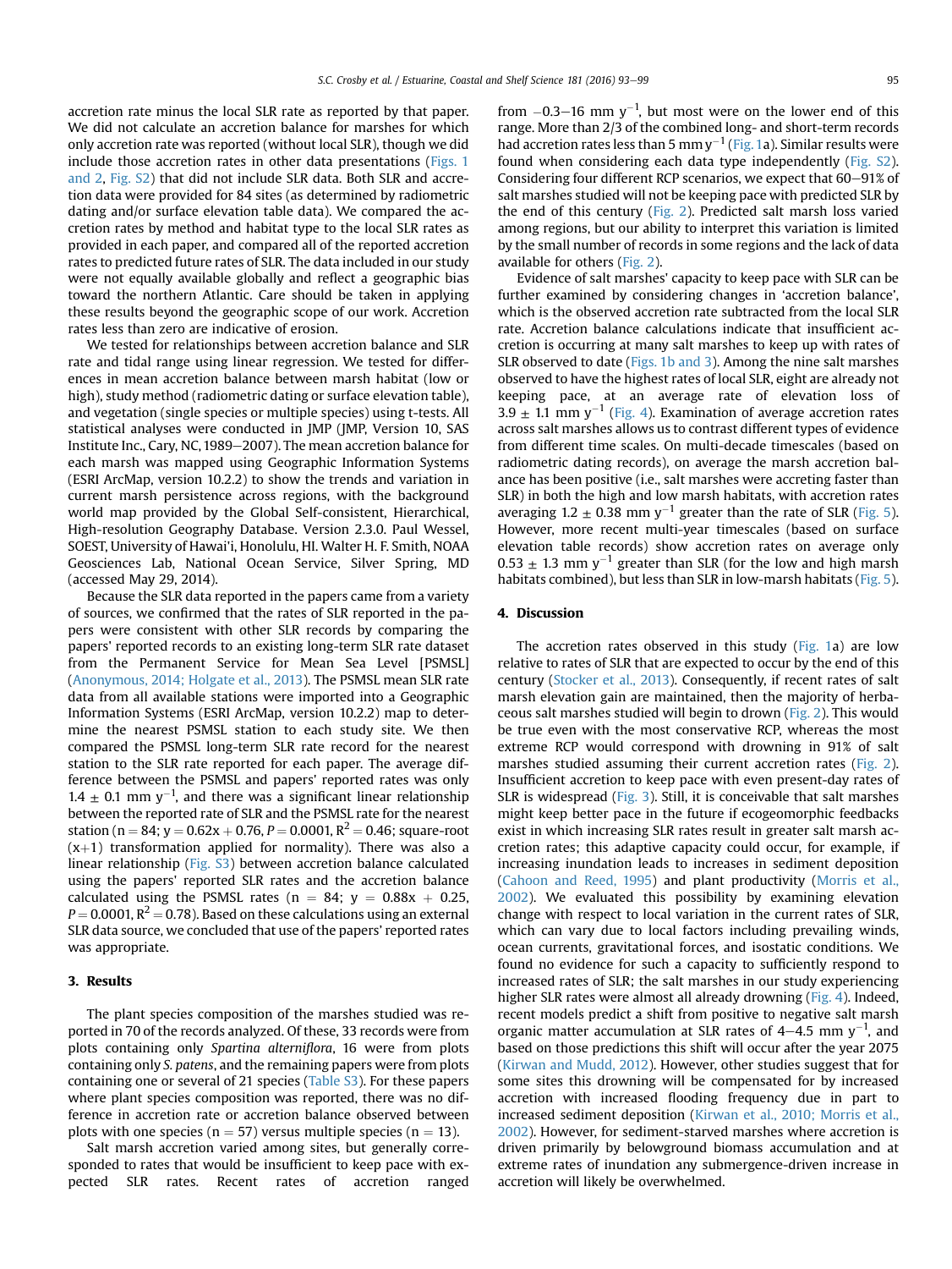accretion rate minus the local SLR rate as reported by that paper. We did not calculate an accretion balance for marshes for which only accretion rate was reported (without local SLR), though we did include those accretion rates in other data presentations (Figs. 1 and 2, Fig. S2) that did not include SLR data. Both SLR and accretion data were provided for 84 sites (as determined by radiometric dating and/or surface elevation table data). We compared the accretion rates by method and habitat type to the local SLR rates as provided in each paper, and compared all of the reported accretion rates to predicted future rates of SLR. The data included in our study were not equally available globally and reflect a geographic bias toward the northern Atlantic. Care should be taken in applying these results beyond the geographic scope of our work. Accretion rates less than zero are indicative of erosion.

We tested for relationships between accretion balance and SLR rate and tidal range using linear regression. We tested for differences in mean accretion balance between marsh habitat (low or high), study method (radiometric dating or surface elevation table), and vegetation (single species or multiple species) using t-tests. All statistical analyses were conducted in JMP (JMP, Version 10, SAS Institute Inc., Cary, NC, 1989–2007). The mean accretion balance for each marsh was mapped using Geographic Information Systems (ESRI ArcMap, version 10.2.2) to show the trends and variation in current marsh persistence across regions, with the background world map provided by the Global Self-consistent, Hierarchical, High-resolution Geography Database. Version 2.3.0. Paul Wessel, SOEST, University of Hawai'i, Honolulu, HI. Walter H. F. Smith, NOAA Geosciences Lab, National Ocean Service, Silver Spring, MD (accessed May 29, 2014).

Because the SLR data reported in the papers came from a variety of sources, we confirmed that the rates of SLR reported in the papers were consistent with other SLR records by comparing the papers' reported records to an existing long-term SLR rate dataset from the Permanent Service for Mean Sea Level [PSMSL] (Anonymous, 2014; Holgate et al., 2013). The PSMSL mean SLR rate data from all available stations were imported into a Geographic Information Systems (ESRI ArcMap, version 10.2.2) map to determine the nearest PSMSL station to each study site. We then compared the PSMSL long-term SLR rate record for the nearest station to the SLR rate reported for each paper. The average difference between the PSMSL and papers' reported rates was only $1.4 \pm 0.1$ mm $y^{-1}$, and there was a significant linear relationship between the reported rate of SLR and the PSMSL rate for the nearest station ($n = 84$; $y = 0.62x + 0.76$, $P = 0.0001$, $R^2 = 0.46$; square-root $(x+1)$ transformation applied for normality). There was also a linear relationship (Fig. S3) between accretion balance calculated using the papers' reported SLR rates and the accretion balance calculated using the PSMSL rates ($n = 84$; $y = 0.88x + 0.25$, $P = 0.0001$, $R^2 = 0.78$). Based on these calculations using an external SLR data source, we concluded that use of the papers' reported rates was appropriate.

## 3. Results

The plant species composition of the marshes studied was reported in 70 of the records analyzed. Of these, 33 records were from plots containing only *Spartina alterniflora*, 16 were from plots containing only *S. patens*, and the remaining papers were from plots containing one or several of 21 species (Table S3). For these papers where plant species composition was reported, there was no difference in accretion rate or accretion balance observed between plots with one species ($n = 57$) versus multiple species ($n = 13$).

Salt marsh accretion varied among sites, but generally corresponded to rates that would be insufficient to keep pace with expected SLR rates. Recent rates of accretion ranged from $-0.3$–16 mm $y^{-1}$, but most were on the lower end of this range. More than 2/3 of the combined long- and short-term records had accretion rates less than 5 mm $y^{-1}$ (Fig. 1a). Similar results were found when considering each data type independently (Fig. S2). Considering four different RCP scenarios, we expect that 60–91% of salt marshes studied will not be keeping pace with predicted SLR by the end of this century (Fig. 2). Predicted salt marsh loss varied among regions, but our ability to interpret this variation is limited by the small number of records in some regions and the lack of data available for others (Fig. 2).

Evidence of salt marshes' capacity to keep pace with SLR can be further examined by considering changes in 'accretion balance', which is the observed accretion rate subtracted from the local SLR rate. Accretion balance calculations indicate that insufficient accretion is occurring at many salt marshes to keep up with rates of SLR observed to date (Figs. 1b and 3). Among the nine salt marshes observed to have the highest rates of local SLR, eight are already not keeping pace, at an average rate of elevation loss of $3.9 \pm 1.1$ mm $y^{-1}$ (Fig. 4). Examination of average accretion rates across salt marshes allows us to contrast different types of evidence from different time scales. On multi-decade timescales (based on radiometric dating records), on average the marsh accretion balance has been positive (i.e., salt marshes were accreting faster than SLR) in both the high and low marsh habitats, with accretion rates averaging $1.2 \pm 0.38$ mm $y^{-1}$ greater than the rate of SLR (Fig. 5). However, more recent multi-year timescales (based on surface elevation table records) show accretion rates on average only $0.53 \pm 1.3$ mm $y^{-1}$ greater than SLR (for the low and high marsh habitats combined), but less than SLR in low-marsh habitats (Fig. 5).

## 4. Discussion

The accretion rates observed in this study (Fig. 1a) are low relative to rates of SLR that are expected to occur by the end of this century (Stocker et al., 2013). Consequently, if recent rates of salt marsh elevation gain are maintained, then the majority of herbaceous salt marshes studied will begin to drown (Fig. 2). This would be true even with the most conservative RCP, whereas the most extreme RCP would correspond with drowning in 91% of salt marshes studied assuming their current accretion rates (Fig. 2). Insufficient accretion to keep pace with even present-day rates of SLR is widespread (Fig. 3). Still, it is conceivable that salt marshes might keep better pace in the future if ecogeomorphic feedbacks exist in which increasing SLR rates result in greater salt marsh accretion rates; this adaptive capacity could occur, for example, if increasing inundation leads to increases in sediment deposition (Cahoon and Reed, 1995) and plant productivity (Morris et al., 2002). We evaluated this possibility by examining elevation change with respect to local variation in the current rates of SLR, which can vary due to local factors including prevailing winds, ocean currents, gravitational forces, and isostatic conditions. We found no evidence for such a capacity to sufficiently respond to increased rates of SLR; the salt marshes in our study experiencing higher SLR rates were almost all already drowning (Fig. 4). Indeed, recent models predict a shift from positive to negative salt marsh organic matter accumulation at SLR rates of 4–4.5 mm $y^{-1}$, and based on those predictions this shift will occur after the year 2075 (Kirwan and Mudd, 2012). However, other studies suggest that for some sites this drowning will be compensated for by increased accretion with increased flooding frequency due in part to increased sediment deposition (Kirwan et al., 2010; Morris et al., 2002). However, for sediment-starved marshes where accretion is driven primarily by belowground biomass accumulation and at extreme rates of inundation any submergence-driven increase in accretion will likely be overwhelmed.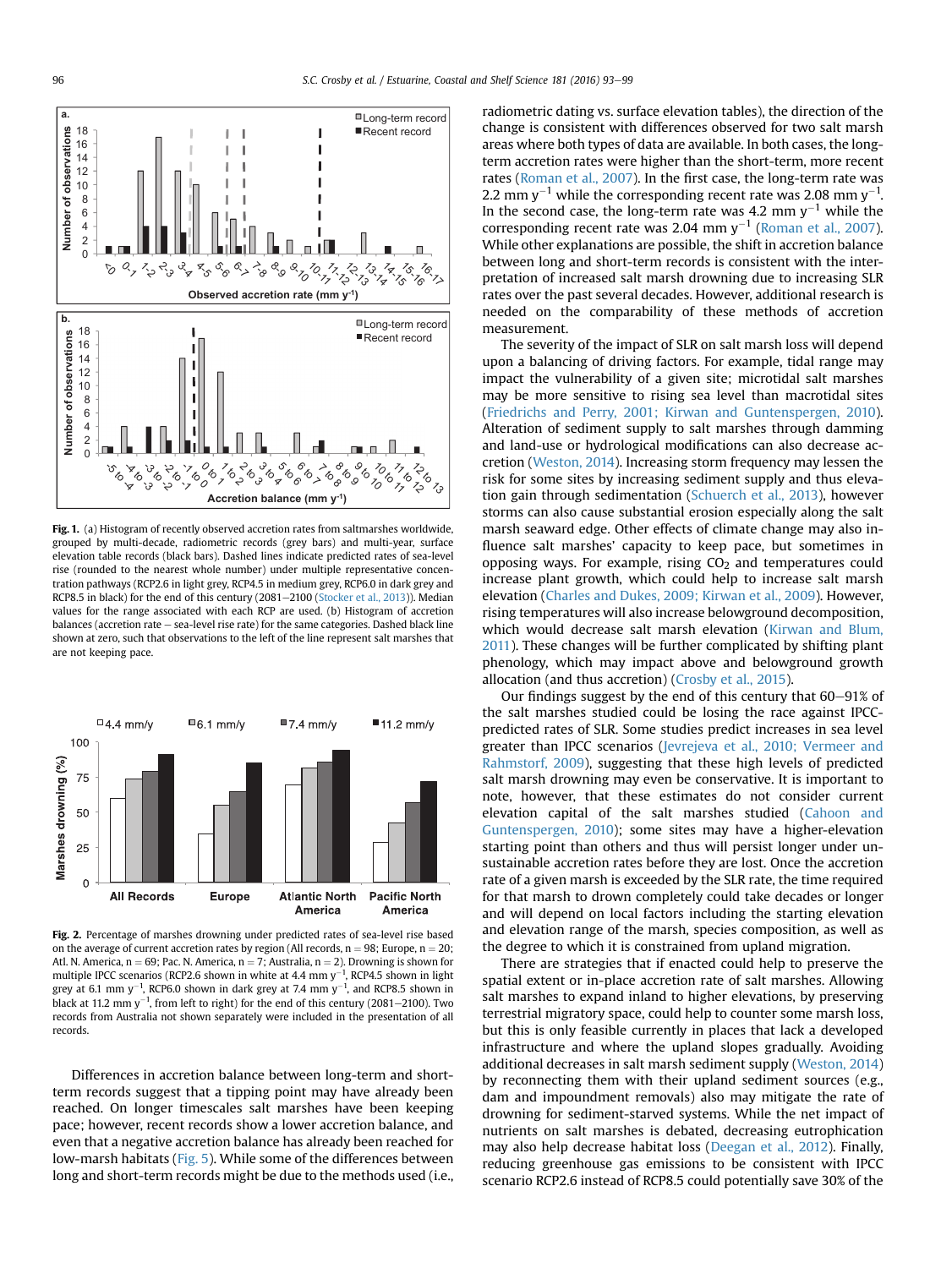**Fig. 1.** (a) Histogram of recently observed accretion rates from saltmarshes worldwide, grouped by multi-decade, radiometric records (grey bars) and multi-year, surface elevation table records (black bars). Dashed lines indicate predicted rates of sea-level rise (rounded to the nearest whole number) under multiple representative concentration pathways (RCP2.6 in light grey, RCP4.5 in medium grey, RCP6.0 in dark grey and RCP8.5 in black) for the end of this century (2081–2100 (Stocker et al., 2013)). Median values for the range associated with each RCP are used. (b) Histogram of accretion balances (accretion rate − sea-level rise rate) for the same categories. Dashed black line shown at zero, such that observations to the left of the line represent salt marshes that are not keeping pace.

**Fig. 2.** Percentage of marshes drowning under predicted rates of sea-level rise based on the average of current accretion rates by region (All records, n = 98; Europe, n = 20; Atl. N. America, n = 69; Pac. N. America, n = 7; Australia, n = 2). Drowning is shown for multiple IPCC scenarios (RCP2.6 shown in white at 4.4 mm $y^{-1}$, RCP4.5 shown in light grey at 6.1 mm $y^{-1}$, RCP6.0 shown in dark grey at 7.4 mm $y^{-1}$, and RCP8.5 shown in black at 11.2 mm $y^{-1}$, from left to right) for the end of this century (2081–2100). Two records from Australia not shown separately were included in the presentation of all records.

Differences in accretion balance between long-term and short-term records suggest that a tipping point may have already been reached. On longer timescales salt marshes have been keeping pace; however, recent records show a lower accretion balance, and even that a negative accretion balance has already been reached for low-marsh habitats (Fig. 5). While some of the differences between long and short-term records might be due to the methods used (i.e., radiometric dating vs. surface elevation tables), the direction of the change is consistent with differences observed for two salt marsh areas where both types of data are available. In both cases, the long-term accretion rates were higher than the short-term, more recent rates (Roman et al., 2007). In the first case, the long-term rate was 2.2 mm $y^{-1}$ while the corresponding recent rate was 2.08 mm $y^{-1}$. In the second case, the long-term rate was 4.2 mm $y^{-1}$ while the corresponding recent rate was 2.04 mm $y^{-1}$ (Roman et al., 2007). While other explanations are possible, the shift in accretion balance between long and short-term records is consistent with the interpretation of increased salt marsh drowning due to increasing SLR rates over the past several decades. However, additional research is needed on the comparability of these methods of accretion measurement.

The severity of the impact of SLR on salt marsh loss will depend upon a balancing of driving factors. For example, tidal range may impact the vulnerability of a given site; microtidal salt marshes may be more sensitive to rising sea level than macrotidal sites (Friedrichs and Perry, 2001; Kirwan and Guntenspergen, 2010). Alteration of sediment supply to salt marshes through damming and land-use or hydrological modifications can also decrease accretion (Weston, 2014). Increasing storm frequency may lessen the risk for some sites by increasing sediment supply and thus elevation gain through sedimentation (Schuerch et al., 2013), however storms can also cause substantial erosion especially along the salt marsh seaward edge. Other effects of climate change may also influence salt marshes' capacity to keep pace, but sometimes in opposing ways. For example, rising $CO_2$ and temperatures could increase plant growth, which could help to increase salt marsh elevation (Charles and Dukes, 2009; Kirwan et al., 2009). However, rising temperatures will also increase belowground decomposition, which would decrease salt marsh elevation (Kirwan and Blum, 2011). These changes will be further complicated by shifting plant phenology, which may impact above and belowground growth allocation (and thus accretion) (Crosby et al., 2015).

Our findings suggest by the end of this century that 60–91% of the salt marshes studied could be losing the race against IPCC-predicted rates of SLR. Some studies predict increases in sea level greater than IPCC scenarios (Jevrejeva et al., 2010; Vermeer and Rahmstorf, 2009), suggesting that these high levels of predicted salt marsh drowning may even be conservative. It is important to note, however, that these estimates do not consider current elevation capital of the salt marshes studied (Cahoon and Guntenspergen, 2010); some sites may have a higher-elevation starting point than others and thus will persist longer under unsustainable accretion rates before they are lost. Once the accretion rate of a given marsh is exceeded by the SLR rate, the time required for that marsh to drown completely could take decades or longer and will depend on local factors including the starting elevation and elevation range of the marsh, species composition, as well as the degree to which it is constrained from upland migration.

There are strategies that if enacted could help to preserve the spatial extent or in-place accretion rate of salt marshes. Allowing salt marshes to expand inland to higher elevations, by preserving terrestrial migratory space, could help to counter some marsh loss, but this is only feasible currently in places that lack a developed infrastructure and where the upland slopes gradually. Avoiding additional decreases in salt marsh sediment supply (Weston, 2014) by reconnecting them with their upland sediment sources (e.g., dam and impoundment removals) also may mitigate the rate of drowning for sediment-starved systems. While the net impact of nutrients on salt marshes is debated, decreasing eutrophication may also help decrease habitat loss (Deegan et al., 2012). Finally, reducing greenhouse gas emissions to be consistent with IPCC scenario RCP2.6 instead of RCP8.5 could potentially save 30% of the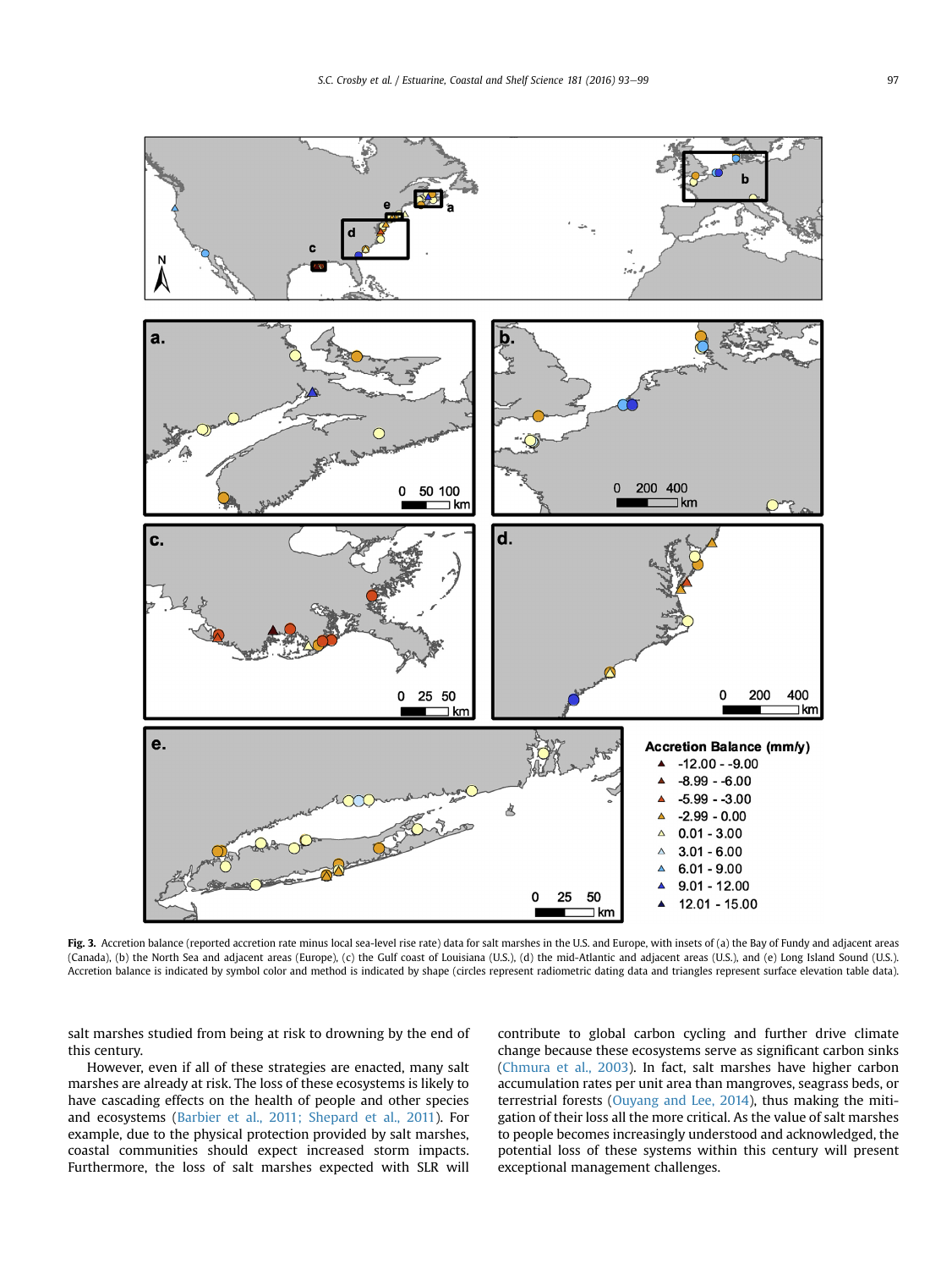Fig. 3. Accretion balance (reported accretion rate minus local sea-level rise rate) data for salt marshes in the U.S. and Europe, with insets of (a) the Bay of Fundy and adjacent areas (Canada), (b) the North Sea and adjacent areas (Europe), (c) the Gulf coast of Louisiana (U.S.), (d) the mid-Atlantic and adjacent areas (U.S.), and (e) Long Island Sound (U.S.). Accretion balance is indicated by symbol color and method is indicated by shape (circles represent radiometric dating data and triangles represent surface elevation table data).

salt marshes studied from being at risk to drowning by the end of this century.

However, even if all of these strategies are enacted, many salt marshes are already at risk. The loss of these ecosystems is likely to have cascading effects on the health of people and other species and ecosystems (Barbier et al., 2011; Shepard et al., 2011). For example, due to the physical protection provided by salt marshes, coastal communities should expect increased storm impacts. Furthermore, the loss of salt marshes expected with SLR will contribute to global carbon cycling and further drive climate change because these ecosystems serve as significant carbon sinks (Chmura et al., 2003). In fact, salt marshes have higher carbon accumulation rates per unit area than mangroves, seagrass beds, or terrestrial forests (Ouyang and Lee, 2014), thus making the mitigation of their loss all the more critical. As the value of salt marshes to people becomes increasingly understood and acknowledged, the potential loss of these systems within this century will present exceptional management challenges.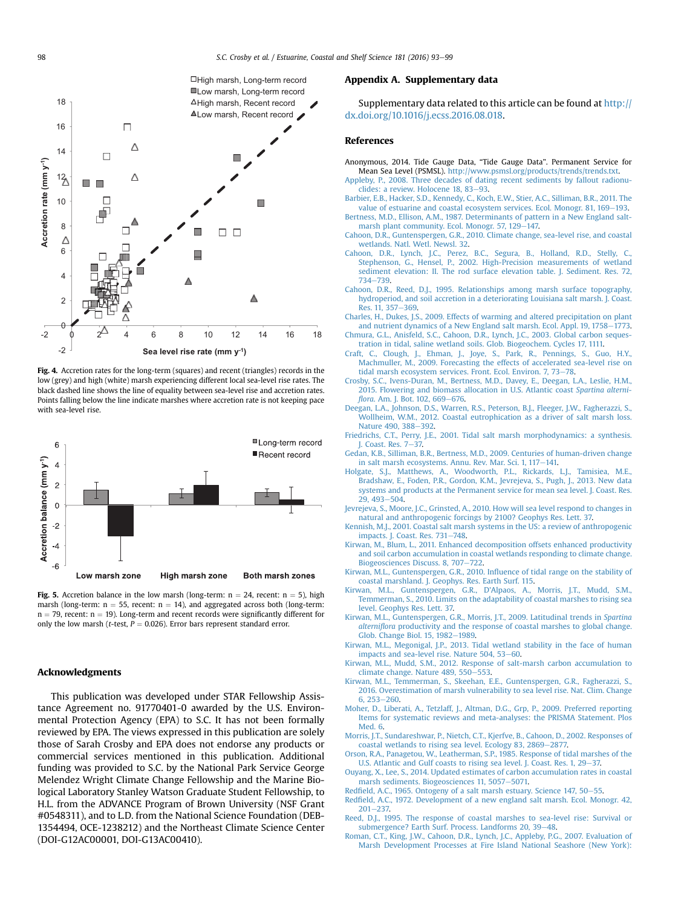**Fig. 4.** Accretion rates for the long-term (squares) and recent (triangles) records in the low (grey) and high (white) marsh experiencing different local sea-level rise rates. The black dashed line shows the line of equality between sea-level rise and accretion rates. Points falling below the line indicate marshes where accretion rate is not keeping pace with sea-level rise.

**Fig. 5.** Accretion balance in the low marsh (long-term: n = 24, recent: n = 5), high marsh (long-term: n = 55, recent: n = 14), and aggregated across both (long-term: n = 79, recent: n = 19). Long-term and recent records were significantly different for only the low marsh (*t*-test, $P = 0.026$). Error bars represent standard error.

## Acknowledgments

This publication was developed under STAR Fellowship Assistance Agreement no. 91770401-0 awarded by the U.S. Environmental Protection Agency (EPA) to S.C. It has not been formally reviewed by EPA. The views expressed in this publication are solely those of Sarah Crosby and EPA does not endorse any products or commercial services mentioned in this publication. Additional funding was provided to S.C. by the National Park Service George Melendez Wright Climate Change Fellowship and the Marine Biological Laboratory Stanley Watson Graduate Student Fellowship, to H.L. from the ADVANCE Program of Brown University (NSF Grant #0548311), and to L.D. from the National Science Foundation (DEB-1354494, OCE-1238212) and the Northeast Climate Science Center (DOI-G12AC00001, DOI-G13AC00410).

## Appendix A. Supplementary data

Supplementary data related to this article can be found at http://dx.doi.org/10.1016/j.ecss.2016.08.018.

## References

Anonymous, 2014. Tide Gauge Data, "Tide Gauge Data". Permanent Service for Mean Sea Level (PSMSL). http://www.psmsl.org/products/trends/trends.txt.

Appleby, P., 2008. Three decades of dating recent sediments by fallout radionuclides: a review. Holocene 18, 83–93.

Barbier, E.B., Hacker, S.D., Kennedy, C., Koch, E.W., Stier, A.C., Silliman, B.R., 2011. The value of estuarine and coastal ecosystem services. Ecol. Monogr. 81, 169–193.

Bertness, M.D., Ellison, A.M., 1987. Determinants of pattern in a New England salt-marsh plant community. Ecol. Monogr. 57, 129–147.

Cahoon, D.R., Guntenspergen, G.R., 2010. Climate change, sea-level rise, and coastal wetlands. Natl. Wetl. Newsl. 32.

Cahoon, D.R., Lynch, J.C., Perez, B.C., Segura, B., Holland, R.D., Stelly, C., Stephenson, G., Hensel, P., 2002. High-Precision measurements of wetland sediment elevation: II. The rod surface elevation table. J. Sediment. Res. 72, 734–739.

Cahoon, D.R., Reed, D.J., 1995. Relationships among marsh surface topography, hydroperiod, and soil accretion in a deteriorating Louisiana salt marsh. J. Coast. Res. 11, 357–369.

Charles, H., Dukes, J.S., 2009. Effects of warming and altered precipitation on plant and nutrient dynamics of a New England salt marsh. Ecol. Appl. 19, 1758–1773.

Chmura, G.L., Anisfeld, S.C., Cahoon, D.R., Lynch, J.C., 2003. Global carbon sequestration in tidal, saline wetland soils. Glob. Biogeochem. Cycles 17, 1111.

Craft, C., Clough, J., Ehman, J., Joye, S., Park, R., Pennings, S., Guo, H.Y., Machmuller, M., 2009. Forecasting the effects of accelerated sea-level rise on tidal marsh ecosystem services. Front. Ecol. Environ. 7, 73–78.

Crosby, S.C., Ivens-Duran, M., Bertness, M.D., Davey, E., Deegan, L.A., Leslie, H.M., 2015. Flowering and biomass allocation in U.S. Atlantic coast *Spartina alterniflora*. Am. J. Bot. 102, 669–676.

Deegan, L.A., Johnson, D.S., Warren, R.S., Peterson, B.J., Fleeger, J.W., Fagherazzi, S., Wollheim, W.M., 2012. Coastal eutrophication as a driver of salt marsh loss. Nature 490, 388–392.

Friedrichs, C.T., Perry, J.E., 2001. Tidal salt marsh morphodynamics: a synthesis. J. Coast. Res. 7–37.

Gedan, K.B., Silliman, B.R., Bertness, M.D., 2009. Centuries of human-driven change in salt marsh ecosystems. Annu. Rev. Mar. Sci. 1, 117–141.

Holgate, S.J., Matthews, A., Woodworth, P.L., Rickards, L.J., Tamisiea, M.E., Bradshaw, E., Foden, P.R., Gordon, K.M., Jevrejeva, S., Pugh, J., 2013. New data systems and products at the Permanent service for mean sea level. J. Coast. Res. 29, 493–504.

Jevrejeva, S., Moore, J.C., Grinsted, A., 2010. How will sea level respond to changes in natural and anthropogenic forcings by 2100? Geophys Res. Lett. 37.

Kennish, M.J., 2001. Coastal salt marsh systems in the US: a review of anthropogenic impacts. J. Coast. Res. 731–748.

Kirwan, M., Blum, L., 2011. Enhanced decomposition offsets enhanced productivity and soil carbon accumulation in coastal wetlands responding to climate change. Biogeosciences Discuss. 8, 707–722.

Kirwan, M.L., Guntenspergen, G.R., 2010. Influence of tidal range on the stability of coastal marshland. J. Geophys. Res. Earth Surf. 115.

Kirwan, M.L., Guntenspergen, G.R., D'Alpaos, A., Morris, J.T., Mudd, S.M., Temmerman, S., 2010. Limits on the adaptability of coastal marshes to rising sea level. Geophys Res. Lett. 37.

Kirwan, M.L., Guntenspergen, G.R., Morris, J.T., 2009. Latitudinal trends in *Spartina alterniflora* productivity and the response of coastal marshes to global change. Glob. Change Biol. 15, 1982–1989.

Kirwan, M.L., Megonigal, J.P., 2013. Tidal wetland stability in the face of human impacts and sea-level rise. Nature 504, 53–60.

Kirwan, M.L., Mudd, S.M., 2012. Response of salt-marsh carbon accumulation to climate change. Nature 489, 550–553.

Kirwan, M.L., Temmerman, S., Skeehan, E.E., Guntenspergen, G.R., Fagherazzi, S., 2016. Overestimation of marsh vulnerability to sea level rise. Nat. Clim. Change 6, 253–260.

Moher, D., Liberati, A., Tetzlaff, J., Altman, D.G., Grp, P., 2009. Preferred reporting Items for systematic reviews and meta-analyses: the PRISMA Statement. Plos Med. 6.

Morris, J.T., Sundareshwar, P., Nietch, C.T., Kjerfve, B., Cahoon, D., 2002. Responses of coastal wetlands to rising sea level. Ecology 83, 2869–2877.

Orson, R.A., Panagetou, W., Leatherman, S.P., 1985. Response of tidal marshes of the U.S. Atlantic and Gulf coasts to rising sea level. J. Coast. Res. 1, 29–37.

Ouyang, X., Lee, S., 2014. Updated estimates of carbon accumulation rates in coastal marsh sediments. Biogeosciences 11, 5057–5071.

Redfield, A.C., 1965. Ontogeny of a salt marsh estuary. Science 147, 50–55.

Redfield, A.C., 1972. Development of a new england salt marsh. Ecol. Monogr. 42, 201–237.

Reed, D.J., 1995. The response of coastal marshes to sea-level rise: Survival or submergence? Earth Surf. Process. Landforms 20, 39–48.

Roman, C.T., King, J.W., Cahoon, D.R., Lynch, J.C., Appleby, P.G., 2007. Evaluation of Marsh Development Processes at Fire Island National Seashore (New York):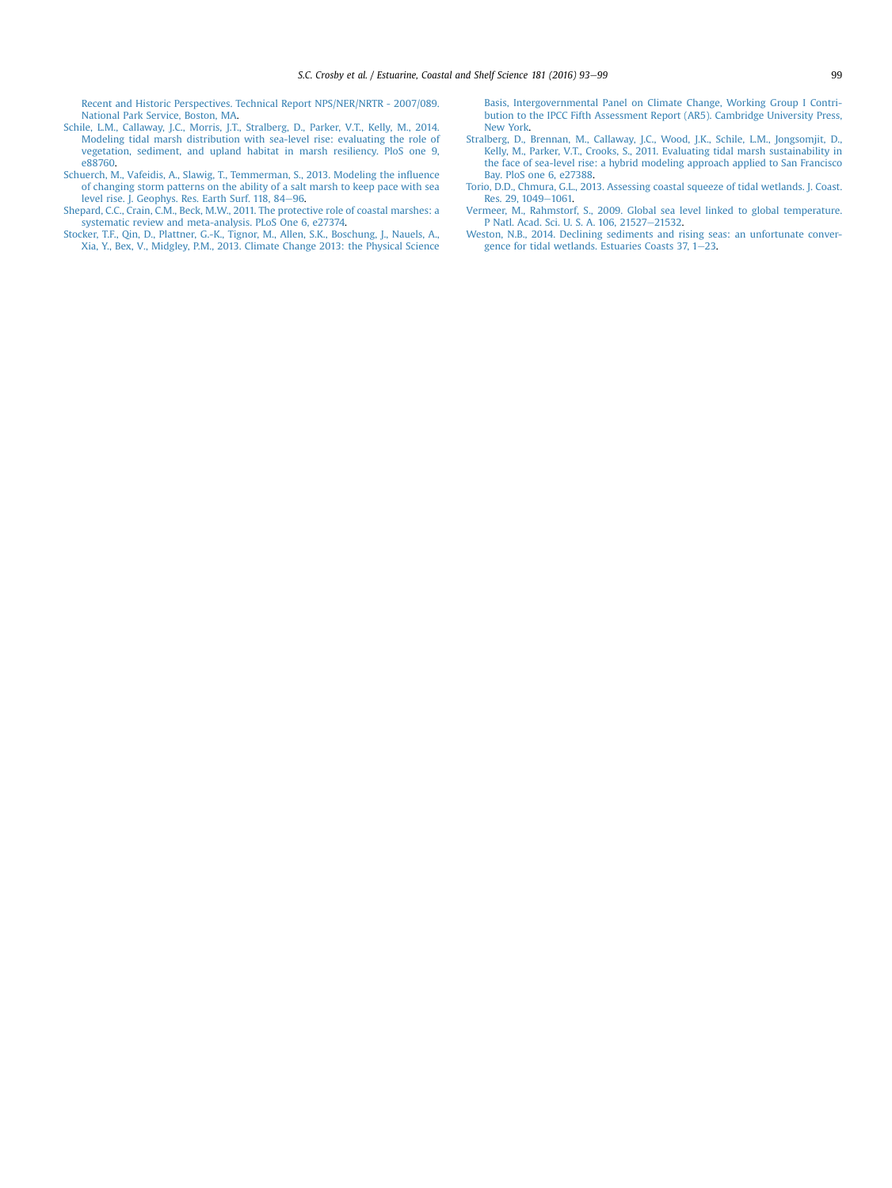Recent and Historic Perspectives. Technical Report NPS/NER/NRTR - 2007/089. National Park Service, Boston, MA.

Schile, L.M., Callaway, J.C., Morris, J.T., Stralberg, D., Parker, V.T., Kelly, M., 2014. Modeling tidal marsh distribution with sea-level rise: evaluating the role of vegetation, sediment, and upland habitat in marsh resiliency. PloS one 9, e88760.

Schuerch, M., Vafeidis, A., Slawig, T., Temmerman, S., 2013. Modeling the influence of changing storm patterns on the ability of a salt marsh to keep pace with sea level rise. J. Geophys. Res. Earth Surf. 118, 84–96.

Shepard, C.C., Crain, C.M., Beck, M.W., 2011. The protective role of coastal marshes: a systematic review and meta-analysis. PLoS One 6, e27374.

Stocker, T.F., Qin, D., Plattner, G.-K., Tignor, M., Allen, S.K., Boschung, J., Nauels, A., Xia, Y., Bex, V., Midgley, P.M., 2013. Climate Change 2013: the Physical Science Basis, Intergovernmental Panel on Climate Change, Working Group I Contribution to the IPCC Fifth Assessment Report (AR5). Cambridge University Press, New York.

Stralberg, D., Brennan, M., Callaway, J.C., Wood, J.K., Schile, L.M., Jongsomjit, D., Kelly, M., Parker, V.T., Crooks, S., 2011. Evaluating tidal marsh sustainability in the face of sea-level rise: a hybrid modeling approach applied to San Francisco Bay. PloS one 6, e27388.

Torio, D.D., Chmura, G.L., 2013. Assessing coastal squeeze of tidal wetlands. J. Coast. Res. 29, 1049–1061.

Vermeer, M., Rahmstorf, S., 2009. Global sea level linked to global temperature. P Natl. Acad. Sci. U. S. A. 106, 21527–21532.

Weston, N.B., 2014. Declining sediments and rising seas: an unfortunate convergence for tidal wetlands. Estuaries Coasts 37, 1–23.